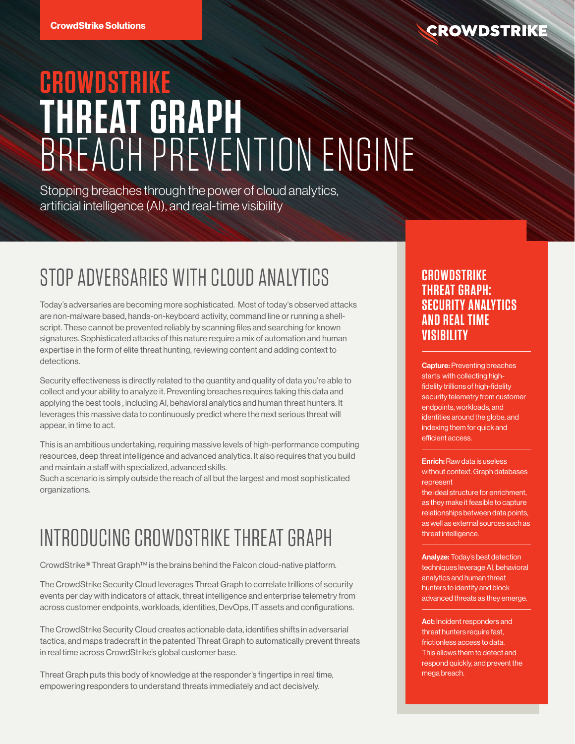CrowdStrike Solutions

# CROWDSTRIKE THREAT GRAPH BREACH PREVENTION ENGINE

Stopping breaches through the power of cloud analytics, artificial intelligence (AI), and real-time visibility

## STOP ADVERSARIES WITH CLOUD ANALYTICS

Today's adversaries are becoming more sophisticated.  Most of today's observed attacks are non-malware based, hands-on-keyboard activity, command line or running a shell-script. These cannot be prevented reliably by scanning files and searching for known signatures. Sophisticated attacks of this nature require a mix of automation and human expertise in the form of elite threat hunting, reviewing content and adding context to detections.

Security effectiveness is directly related to the quantity and quality of data you're able to collect and your ability to analyze it. Preventing breaches requires taking this data and applying the best tools , including AI, behavioral analytics and human threat hunters. It leverages this massive data to continuously predict where the next serious threat will appear, in time to act.

This is an ambitious undertaking, requiring massive levels of high-performance computing resources, deep threat intelligence and advanced analytics. It also requires that you build and maintain a staff with specialized, advanced skills.
Such a scenario is simply outside the reach of all but the largest and most sophisticated organizations.

## INTRODUCING CROWDSTRIKE THREAT GRAPH

CrowdStrike® Threat Graph™ is the brains behind the Falcon cloud-native platform.

The CrowdStrike Security Cloud leverages Threat Graph to correlate trillions of security events per day with indicators of attack, threat intelligence and enterprise telemetry from across customer endpoints, workloads, identities, DevOps, IT assets and configurations.

The CrowdStrike Security Cloud creates actionable data, identifies shifts in adversarial tactics, and maps tradecraft in the patented Threat Graph to automatically prevent threats in real time across CrowdStrike's global customer base.

Threat Graph puts this body of knowledge at the responder's fingertips in real time, empowering responders to understand threats immediately and act decisively.

### CROWDSTRIKE THREAT GRAPH: SECURITY ANALYTICS AND REAL TIME VISIBILITY

**Capture:** Preventing breaches starts with collecting high-fidelity trillions of high-fidelity security telemetry from customer endpoints, workloads, and identities around the globe, and indexing them for quick and efficient access.

**Enrich:** Raw data is useless without context. Graph databases represent the ideal structure for enrichment, as they make it feasible to capture relationships between data points, as well as external sources such as threat intelligence.

**Analyze:** Today's best detection techniques leverage AI, behavioral analytics and human threat hunters to identify and block advanced threats as they emerge.

**Act:** Incident responders and threat hunters require fast, frictionless access to data. This allows them to detect and respond quickly, and prevent the mega breach.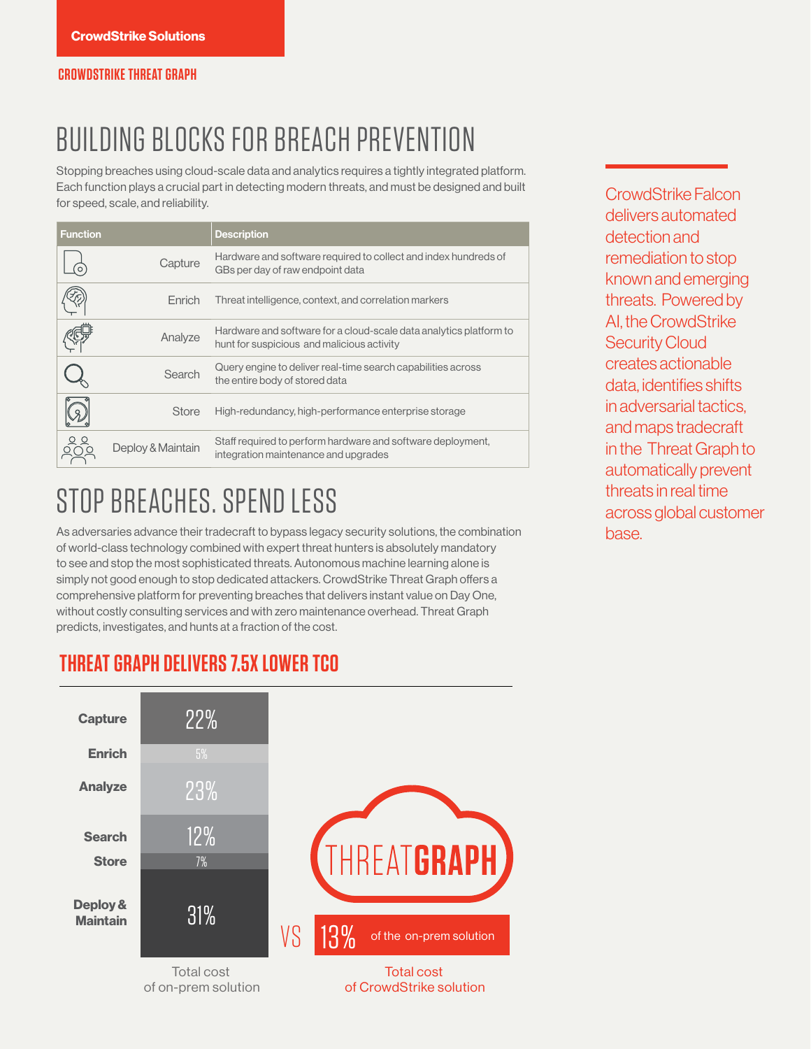CrowdStrike Solutions

CROWDSTRIKE THREAT GRAPH

# BUILDING BLOCKS FOR BREACH PREVENTION

Stopping breaches using cloud-scale data and analytics requires a tightly integrated platform. Each function plays a crucial part in detecting modern threats, and must be designed and built for speed, scale, and reliability.

| Function | Description |
| --- | --- |
| Capture | Hardware and software required to collect and index hundreds of GBs per day of raw endpoint data |
| Enrich | Threat intelligence, context, and correlation markers |
| Analyze | Hardware and software for a cloud-scale data analytics platform to hunt for suspicious and malicious activity |
| Search | Query engine to deliver real-time search capabilities across the entire body of stored data |
| Store | High-redundancy, high-performance enterprise storage |
| Deploy & Maintain | Staff required to perform hardware and software deployment, integration maintenance and upgrades |

# STOP BREACHES. SPEND LESS

As adversaries advance their tradecraft to bypass legacy security solutions, the combination of world-class technology combined with expert threat hunters is absolutely mandatory to see and stop the most sophisticated threats. Autonomous machine learning alone is simply not good enough to stop dedicated attackers. CrowdStrike Threat Graph offers a comprehensive platform for preventing breaches that delivers instant value on Day One, without costly consulting services and with zero maintenance overhead. Threat Graph predicts, investigates, and hunts at a fraction of the cost.

## THREAT GRAPH DELIVERS 7.5X LOWER TCO

| Function | Total cost of on-prem solution |
| --- | --- |
| Capture | 22% |
| Enrich | 5% |
| Analyze | 23% |
| Search | 12% |
| Store | 7% |
| Deploy & Maintain | 31% |

VS

THREATGRAPH: 13% of the on-prem solution

Total cost of CrowdStrike solution

CrowdStrike Falcon delivers automated detection and remediation to stop known and emerging threats. Powered by AI, the CrowdStrike Security Cloud creates actionable data, identifies shifts in adversarial tactics, and maps tradecraft in the Threat Graph to automatically prevent threats in real time across global customer base.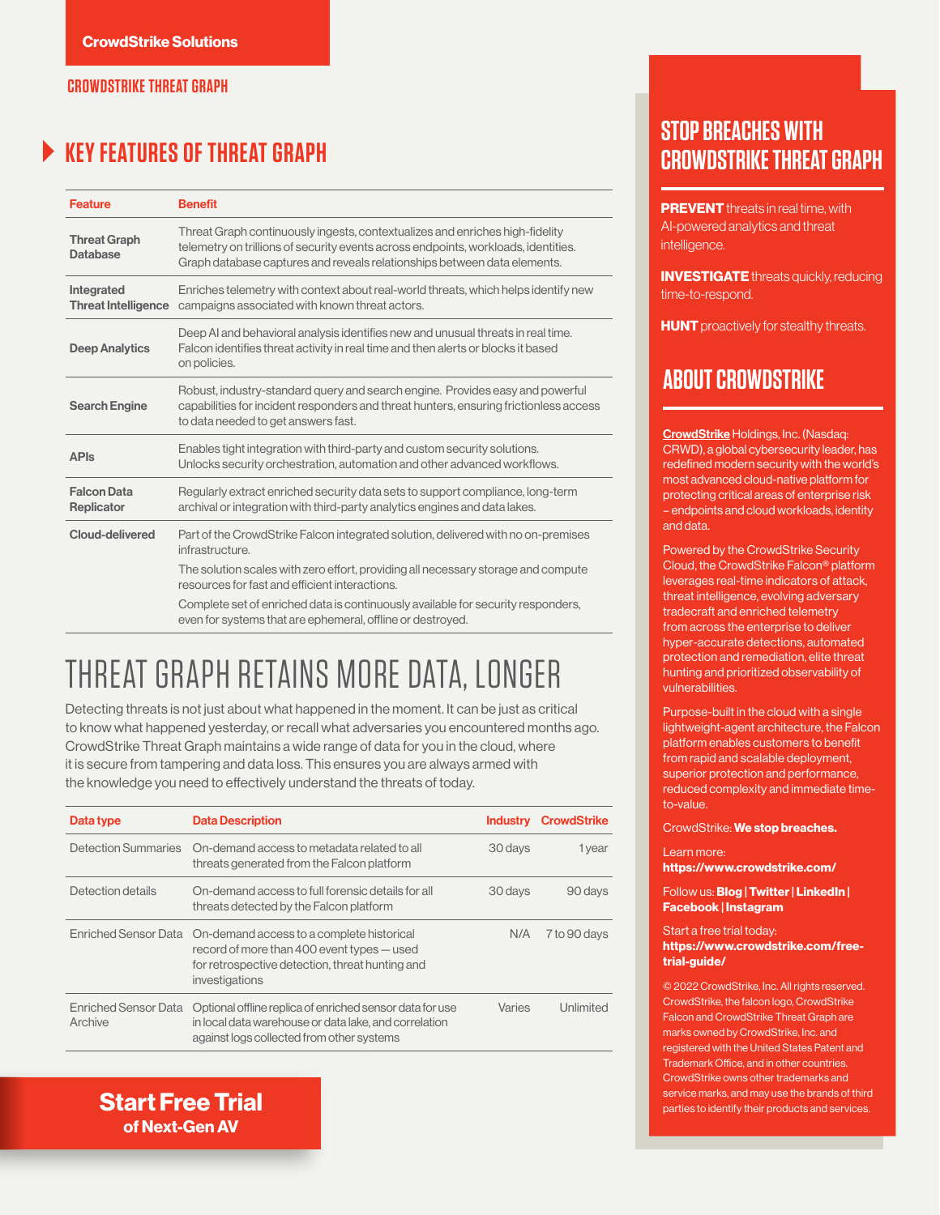CrowdStrike Solutions

CROWDSTRIKE THREAT GRAPH

## KEY FEATURES OF THREAT GRAPH

| Feature | Benefit |
|---|---|
| Threat Graph Database | Threat Graph continuously ingests, contextualizes and enriches high-fidelity telemetry on trillions of security events across endpoints, workloads, identities. Graph database captures and reveals relationships between data elements. |
| Integrated Threat Intelligence | Enriches telemetry with context about real-world threats, which helps identify new campaigns associated with known threat actors. |
| Deep Analytics | Deep AI and behavioral analysis identifies new and unusual threats in real time. Falcon identifies threat activity in real time and then alerts or blocks it based on policies. |
| Search Engine | Robust, industry-standard query and search engine. Provides easy and powerful capabilities for incident responders and threat hunters, ensuring frictionless access to data needed to get answers fast. |
| APIs | Enables tight integration with third-party and custom security solutions. Unlocks security orchestration, automation and other advanced workflows. |
| Falcon Data Replicator | Regularly extract enriched security data sets to support compliance, long-term archival or integration with third-party analytics engines and data lakes. |
| Cloud-delivered | Part of the CrowdStrike Falcon integrated solution, delivered with no on-premises infrastructure. The solution scales with zero effort, providing all necessary storage and compute resources for fast and efficient interactions. Complete set of enriched data is continuously available for security responders, even for systems that are ephemeral, offline or destroyed. |

## THREAT GRAPH RETAINS MORE DATA, LONGER

Detecting threats is not just about what happened in the moment. It can be just as critical to know what happened yesterday, or recall what adversaries you encountered months ago. CrowdStrike Threat Graph maintains a wide range of data for you in the cloud, where it is secure from tampering and data loss. This ensures you are always armed with the knowledge you need to effectively understand the threats of today.

| Data type | Data Description | Industry | CrowdStrike |
|---|---|---|---|
| Detection Summaries | On-demand access to metadata related to all threats generated from the Falcon platform | 30 days | 1 year |
| Detection details | On-demand access to full forensic details for all threats detected by the Falcon platform | 30 days | 90 days |
| Enriched Sensor Data | On-demand access to a complete historical record of more than 400 event types — used for retrospective detection, threat hunting and investigations | N/A | 7 to 90 days |
| Enriched Sensor Data Archive | Optional offline replica of enriched sensor data for use in local data warehouse or data lake, and correlation against logs collected from other systems | Varies | Unlimited |

**Start Free Trial**
**of Next-Gen AV**

## STOP BREACHES WITH CROWDSTRIKE THREAT GRAPH

**PREVENT** threats in real time, with AI-powered analytics and threat intelligence.

**INVESTIGATE** threats quickly, reducing time-to-respond.

**HUNT** proactively for stealthy threats.

## ABOUT CROWDSTRIKE

CrowdStrike Holdings, Inc. (Nasdaq: CRWD), a global cybersecurity leader, has redefined modern security with the world's most advanced cloud-native platform for protecting critical areas of enterprise risk – endpoints and cloud workloads, identity and data.

Powered by the CrowdStrike Security Cloud, the CrowdStrike Falcon® platform leverages real-time indicators of attack, threat intelligence, evolving adversary tradecraft and enriched telemetry from across the enterprise to deliver hyper-accurate detections, automated protection and remediation, elite threat hunting and prioritized observability of vulnerabilities.

Purpose-built in the cloud with a single lightweight-agent architecture, the Falcon platform enables customers to benefit from rapid and scalable deployment, superior protection and performance, reduced complexity and immediate time-to-value.

CrowdStrike: **We stop breaches.**

Learn more:
**https://www.crowdstrike.com/**

Follow us: **Blog | Twitter | LinkedIn | Facebook | Instagram**

Start a free trial today:
**https://www.crowdstrike.com/free-trial-guide/**

© 2022 CrowdStrike, Inc. All rights reserved. CrowdStrike, the falcon logo, CrowdStrike Falcon and CrowdStrike Threat Graph are marks owned by CrowdStrike, Inc. and registered with the United States Patent and Trademark Office, and in other countries. CrowdStrike owns other trademarks and service marks, and may use the brands of third parties to identify their products and services.